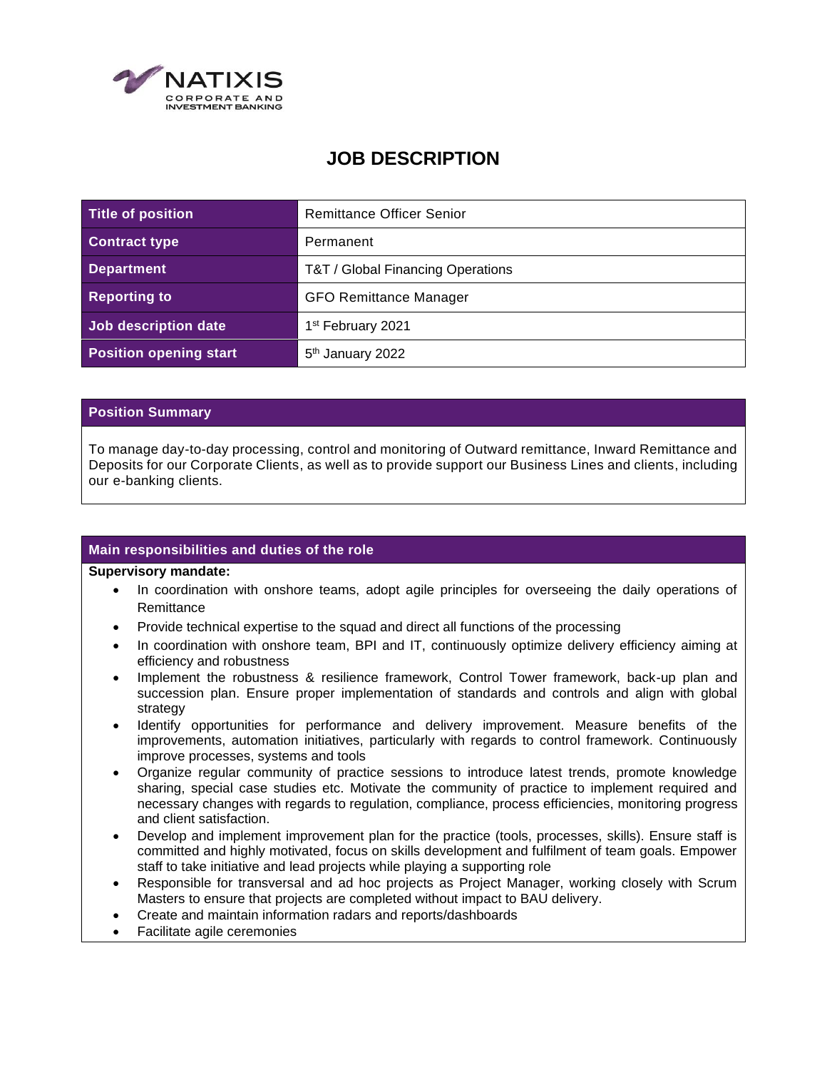NATIXIS
CORPORATE AND
INVESTMENT BANKING

# JOB DESCRIPTION

| | |
|---|---|
| **Title of position** | Remittance Officer Senior |
| **Contract type** | Permanent |
| **Department** | T&T / Global Financing Operations |
| **Reporting to** | GFO Remittance Manager |
| **Job description date** | 1st February 2021 |
| **Position opening start** | 5th January 2022 |

## Position Summary

To manage day-to-day processing, control and monitoring of Outward remittance, Inward Remittance and Deposits for our Corporate Clients, as well as to provide support our Business Lines and clients, including our e-banking clients.

## Main responsibilities and duties of the role

**Supervisory mandate:**

- In coordination with onshore teams, adopt agile principles for overseeing the daily operations of Remittance
- Provide technical expertise to the squad and direct all functions of the processing
- In coordination with onshore team, BPI and IT, continuously optimize delivery efficiency aiming at efficiency and robustness
- Implement the robustness & resilience framework, Control Tower framework, back-up plan and succession plan. Ensure proper implementation of standards and controls and align with global strategy
- Identify opportunities for performance and delivery improvement. Measure benefits of the improvements, automation initiatives, particularly with regards to control framework. Continuously improve processes, systems and tools
- Organize regular community of practice sessions to introduce latest trends, promote knowledge sharing, special case studies etc. Motivate the community of practice to implement required and necessary changes with regards to regulation, compliance, process efficiencies, monitoring progress and client satisfaction.
- Develop and implement improvement plan for the practice (tools, processes, skills). Ensure staff is committed and highly motivated, focus on skills development and fulfilment of team goals. Empower staff to take initiative and lead projects while playing a supporting role
- Responsible for transversal and ad hoc projects as Project Manager, working closely with Scrum Masters to ensure that projects are completed without impact to BAU delivery.
- Create and maintain information radars and reports/dashboards
- Facilitate agile ceremonies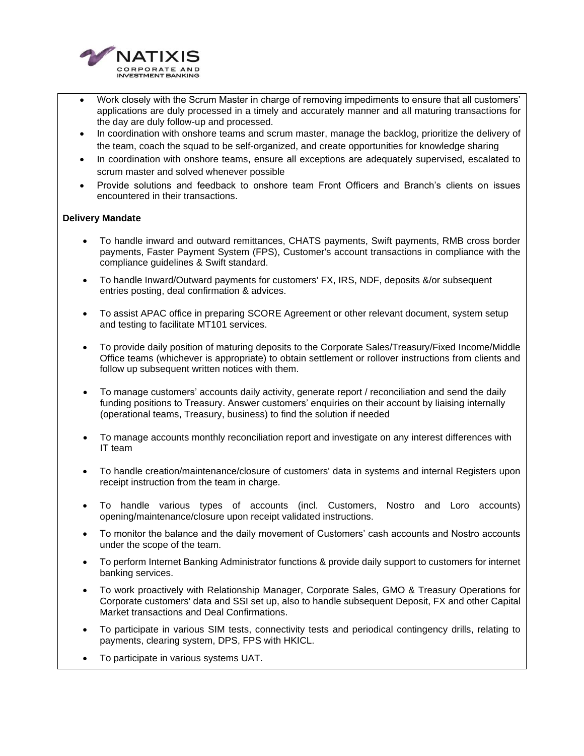- Work closely with the Scrum Master in charge of removing impediments to ensure that all customers' applications are duly processed in a timely and accurately manner and all maturing transactions for the day are duly follow-up and processed.
- In coordination with onshore teams and scrum master, manage the backlog, prioritize the delivery of the team, coach the squad to be self-organized, and create opportunities for knowledge sharing
- In coordination with onshore teams, ensure all exceptions are adequately supervised, escalated to scrum master and solved whenever possible
- Provide solutions and feedback to onshore team Front Officers and Branch's clients on issues encountered in their transactions.

**Delivery Mandate**

- To handle inward and outward remittances, CHATS payments, Swift payments, RMB cross border payments, Faster Payment System (FPS), Customer's account transactions in compliance with the compliance guidelines & Swift standard.
- To handle Inward/Outward payments for customers' FX, IRS, NDF, deposits &/or subsequent entries posting, deal confirmation & advices.
- To assist APAC office in preparing SCORE Agreement or other relevant document, system setup and testing to facilitate MT101 services.
- To provide daily position of maturing deposits to the Corporate Sales/Treasury/Fixed Income/Middle Office teams (whichever is appropriate) to obtain settlement or rollover instructions from clients and follow up subsequent written notices with them.
- To manage customers' accounts daily activity, generate report / reconciliation and send the daily funding positions to Treasury. Answer customers' enquiries on their account by liaising internally (operational teams, Treasury, business) to find the solution if needed
- To manage accounts monthly reconciliation report and investigate on any interest differences with IT team
- To handle creation/maintenance/closure of customers' data in systems and internal Registers upon receipt instruction from the team in charge.
- To handle various types of accounts (incl. Customers, Nostro and Loro accounts) opening/maintenance/closure upon receipt validated instructions.
- To monitor the balance and the daily movement of Customers' cash accounts and Nostro accounts under the scope of the team.
- To perform Internet Banking Administrator functions & provide daily support to customers for internet banking services.
- To work proactively with Relationship Manager, Corporate Sales, GMO & Treasury Operations for Corporate customers' data and SSI set up, also to handle subsequent Deposit, FX and other Capital Market transactions and Deal Confirmations.
- To participate in various SIM tests, connectivity tests and periodical contingency drills, relating to payments, clearing system, DPS, FPS with HKICL.
- To participate in various systems UAT.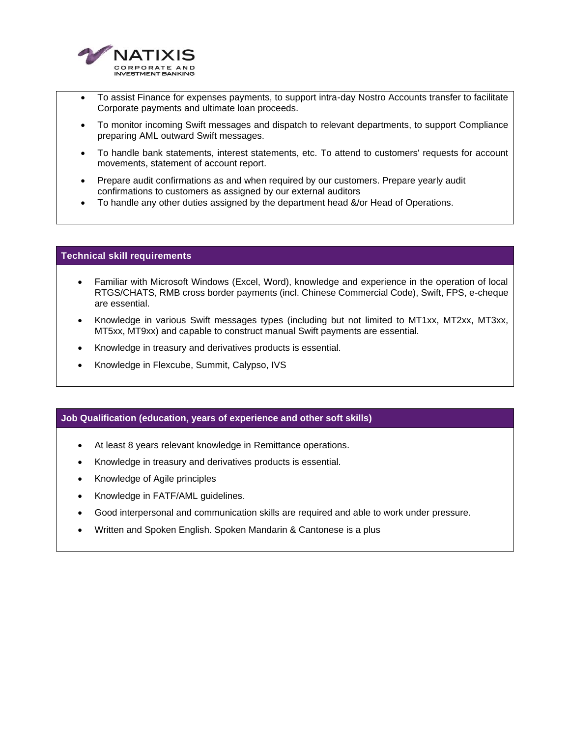- To assist Finance for expenses payments, to support intra-day Nostro Accounts transfer to facilitate Corporate payments and ultimate loan proceeds.
- To monitor incoming Swift messages and dispatch to relevant departments, to support Compliance preparing AML outward Swift messages.
- To handle bank statements, interest statements, etc. To attend to customers' requests for account movements, statement of account report.
- Prepare audit confirmations as and when required by our customers. Prepare yearly audit confirmations to customers as assigned by our external auditors
- To handle any other duties assigned by the department head &/or Head of Operations.

## Technical skill requirements

- Familiar with Microsoft Windows (Excel, Word), knowledge and experience in the operation of local RTGS/CHATS, RMB cross border payments (incl. Chinese Commercial Code), Swift, FPS, e-cheque are essential.
- Knowledge in various Swift messages types (including but not limited to MT1xx, MT2xx, MT3xx, MT5xx, MT9xx) and capable to construct manual Swift payments are essential.
- Knowledge in treasury and derivatives products is essential.
- Knowledge in Flexcube, Summit, Calypso, IVS

## Job Qualification (education, years of experience and other soft skills)

- At least 8 years relevant knowledge in Remittance operations.
- Knowledge in treasury and derivatives products is essential.
- Knowledge of Agile principles
- Knowledge in FATF/AML guidelines.
- Good interpersonal and communication skills are required and able to work under pressure.
- Written and Spoken English. Spoken Mandarin & Cantonese is a plus